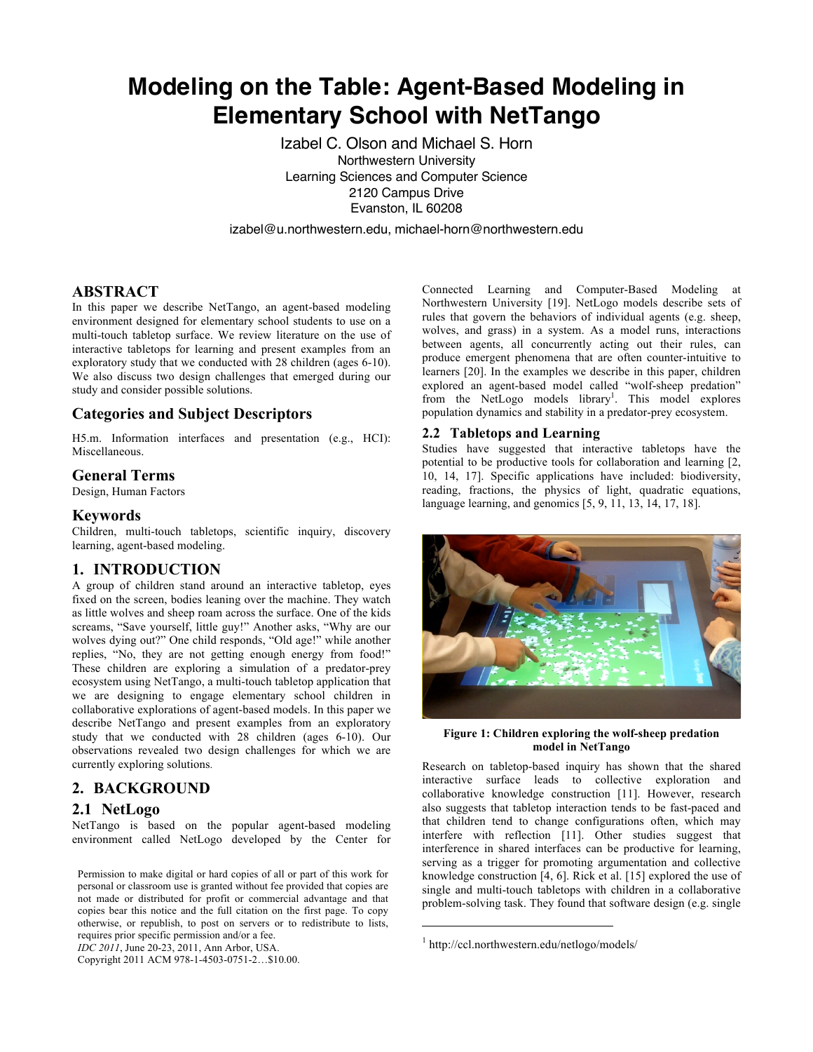# Modeling on the Table: Agent-Based Modeling in Elementary School with NetTango

Izabel C. Olson and Michael S. Horn
Northwestern University
Learning Sciences and Computer Science
2120 Campus Drive
Evanston, IL 60208

izabel@u.northwestern.edu, michael-horn@northwestern.edu

## ABSTRACT

In this paper we describe NetTango, an agent-based modeling environment designed for elementary school students to use on a multi-touch tabletop surface. We review literature on the use of interactive tabletops for learning and present examples from an exploratory study that we conducted with 28 children (ages 6-10). We also discuss two design challenges that emerged during our study and consider possible solutions.

## Categories and Subject Descriptors

H5.m. Information interfaces and presentation (e.g., HCI): Miscellaneous.

## General Terms

Design, Human Factors

## Keywords

Children, multi-touch tabletops, scientific inquiry, discovery learning, agent-based modeling.

## 1. INTRODUCTION

A group of children stand around an interactive tabletop, eyes fixed on the screen, bodies leaning over the machine. They watch as little wolves and sheep roam across the surface. One of the kids screams, "Save yourself, little guy!" Another asks, "Why are our wolves dying out?" One child responds, "Old age!" while another replies, "No, they are not getting enough energy from food!" These children are exploring a simulation of a predator-prey ecosystem using NetTango, a multi-touch tabletop application that we are designing to engage elementary school children in collaborative explorations of agent-based models. In this paper we describe NetTango and present examples from an exploratory study that we conducted with 28 children (ages 6-10). Our observations revealed two design challenges for which we are currently exploring solutions.

## 2. BACKGROUND

### 2.1 NetLogo

NetTango is based on the popular agent-based modeling environment called NetLogo developed by the Center for Connected Learning and Computer-Based Modeling at Northwestern University [19]. NetLogo models describe sets of rules that govern the behaviors of individual agents (e.g. sheep, wolves, and grass) in a system. As a model runs, interactions between agents, all concurrently acting out their rules, can produce emergent phenomena that are often counter-intuitive to learners [20]. In the examples we describe in this paper, children explored an agent-based model called "wolf-sheep predation" from the NetLogo models library[1]. This model explores population dynamics and stability in a predator-prey ecosystem.

### 2.2 Tabletops and Learning

Studies have suggested that interactive tabletops have the potential to be productive tools for collaboration and learning [2, 10, 14, 17]. Specific applications have included: biodiversity, reading, fractions, the physics of light, quadratic equations, language learning, and genomics [5, 9, 11, 13, 14, 17, 18].

**Figure 1: Children exploring the wolf-sheep predation model in NetTango**

Research on tabletop-based inquiry has shown that the shared interactive surface leads to collective exploration and collaborative knowledge construction [11]. However, research also suggests that tabletop interaction tends to be fast-paced and that children tend to change configurations often, which may interfere with reflection [11]. Other studies suggest that interference in shared interfaces can be productive for learning, serving as a trigger for promoting argumentation and collective knowledge construction [4, 6]. Rick et al. [15] explored the use of single and multi-touch tabletops with children in a collaborative problem-solving task. They found that software design (e.g. single

[1] http://ccl.northwestern.edu/netlogo/models/

Permission to make digital or hard copies of all or part of this work for personal or classroom use is granted without fee provided that copies are not made or distributed for profit or commercial advantage and that copies bear this notice and the full citation on the first page. To copy otherwise, or republish, to post on servers or to redistribute to lists, requires prior specific permission and/or a fee.
*IDC 2011*, June 20-23, 2011, Ann Arbor, USA.
Copyright 2011 ACM 978-1-4503-0751-2…$10.00.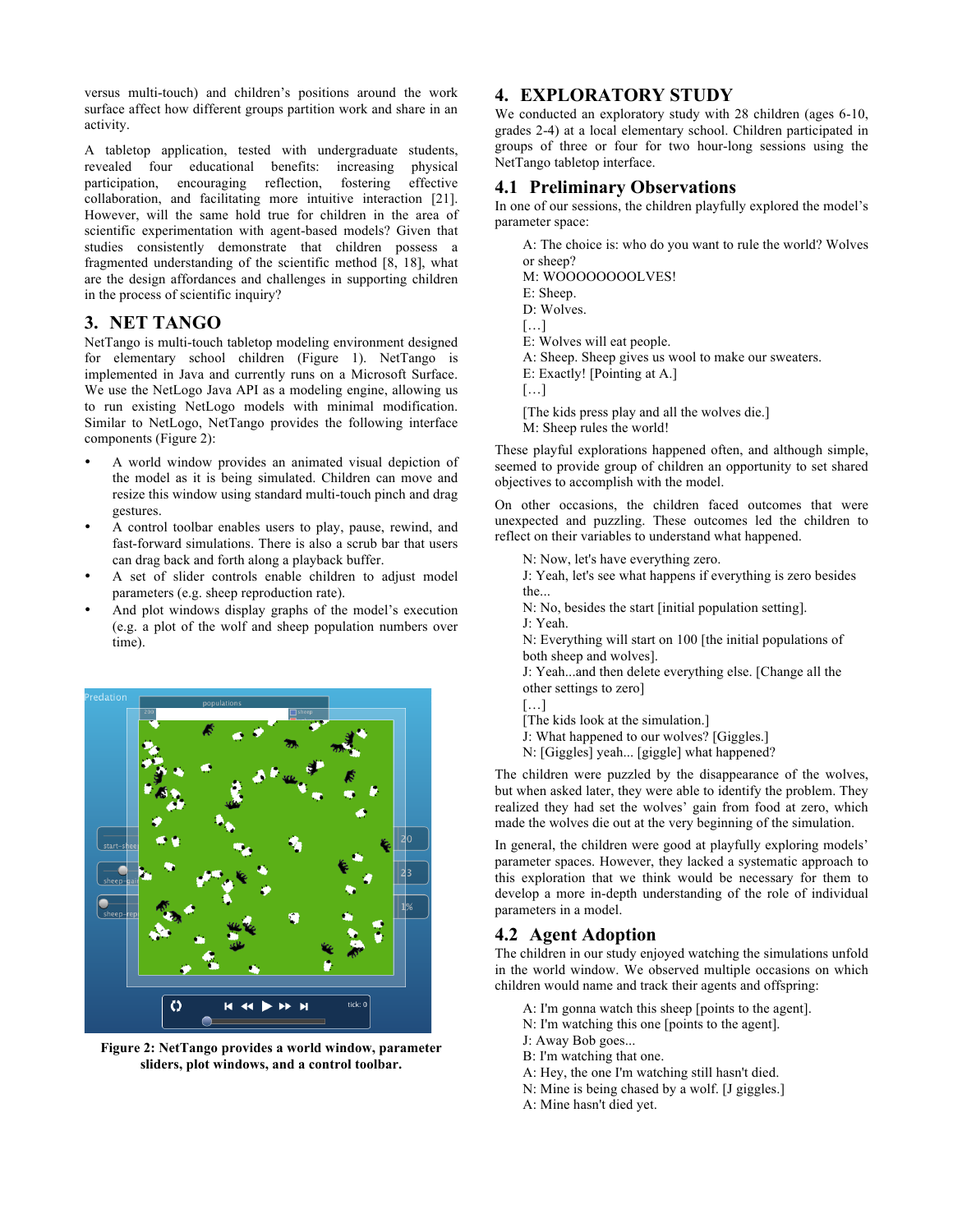versus multi-touch) and children's positions around the work surface affect how different groups partition work and share in an activity.

A tabletop application, tested with undergraduate students, revealed four educational benefits: increasing physical participation, encouraging reflection, fostering effective collaboration, and facilitating more intuitive interaction [21]. However, will the same hold true for children in the area of scientific experimentation with agent-based models? Given that studies consistently demonstrate that children possess a fragmented understanding of the scientific method [8, 18], what are the design affordances and challenges in supporting children in the process of scientific inquiry?

## 3. NET TANGO

NetTango is multi-touch tabletop modeling environment designed for elementary school children (Figure 1). NetTango is implemented in Java and currently runs on a Microsoft Surface. We use the NetLogo Java API as a modeling engine, allowing us to run existing NetLogo models with minimal modification. Similar to NetLogo, NetTango provides the following interface components (Figure 2):

- A world window provides an animated visual depiction of the model as it is being simulated. Children can move and resize this window using standard multi-touch pinch and drag gestures.
- A control toolbar enables users to play, pause, rewind, and fast-forward simulations. There is also a scrub bar that users can drag back and forth along a playback buffer.
- A set of slider controls enable children to adjust model parameters (e.g. sheep reproduction rate).
- And plot windows display graphs of the model's execution (e.g. a plot of the wolf and sheep population numbers over time).

**Figure 2: NetTango provides a world window, parameter sliders, plot windows, and a control toolbar.**

## 4. EXPLORATORY STUDY

We conducted an exploratory study with 28 children (ages 6-10, grades 2-4) at a local elementary school. Children participated in groups of three or four for two hour-long sessions using the NetTango tabletop interface.

### 4.1 Preliminary Observations

In one of our sessions, the children playfully explored the model's parameter space:

> A: The choice is: who do you want to rule the world? Wolves or sheep?
> M: WOOOOOOOOLVES!
> E: Sheep.
> D: Wolves.
> […]
> E: Wolves will eat people.
> A: Sheep. Sheep gives us wool to make our sweaters.
> E: Exactly! [Pointing at A.]
> […]
> [The kids press play and all the wolves die.]
> M: Sheep rules the world!

These playful explorations happened often, and although simple, seemed to provide group of children an opportunity to set shared objectives to accomplish with the model.

On other occasions, the children faced outcomes that were unexpected and puzzling. These outcomes led the children to reflect on their variables to understand what happened.

> N: Now, let's have everything zero.
> J: Yeah, let's see what happens if everything is zero besides the...
> N: No, besides the start [initial population setting].
> J: Yeah.
> N: Everything will start on 100 [the initial populations of both sheep and wolves].
> J: Yeah...and then delete everything else. [Change all the other settings to zero]
> […]
> [The kids look at the simulation.]
> J: What happened to our wolves? [Giggles.]
> N: [Giggles] yeah... [giggle] what happened?

The children were puzzled by the disappearance of the wolves, but when asked later, they were able to identify the problem. They realized they had set the wolves' gain from food at zero, which made the wolves die out at the very beginning of the simulation.

In general, the children were good at playfully exploring models' parameter spaces. However, they lacked a systematic approach to this exploration that we think would be necessary for them to develop a more in-depth understanding of the role of individual parameters in a model.

### 4.2 Agent Adoption

The children in our study enjoyed watching the simulations unfold in the world window. We observed multiple occasions on which children would name and track their agents and offspring:

> A: I'm gonna watch this sheep [points to the agent].
> N: I'm watching this one [points to the agent].
> J: Away Bob goes...
> B: I'm watching that one.
> A: Hey, the one I'm watching still hasn't died.
> N: Mine is being chased by a wolf. [J giggles.]
> A: Mine hasn't died yet.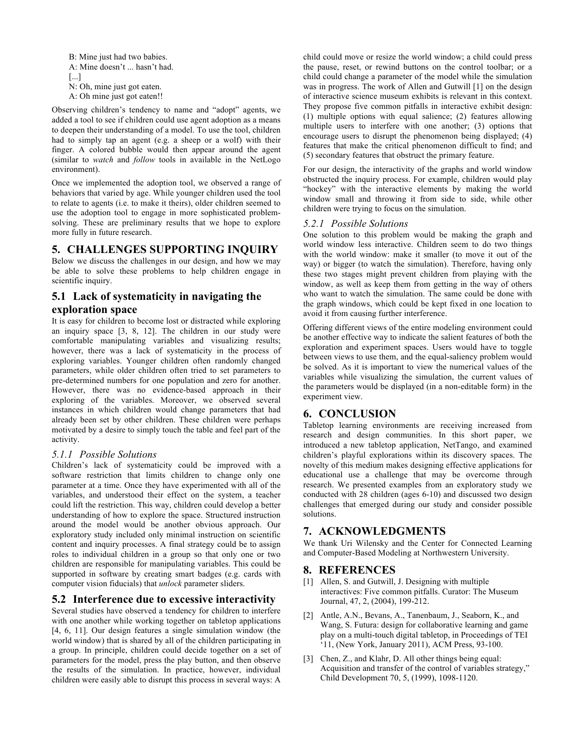B: Mine just had two babies.
A: Mine doesn't ... hasn't had.
[...]
N: Oh, mine just got eaten.
A: Oh mine just got eaten!!

Observing children's tendency to name and "adopt" agents, we added a tool to see if children could use agent adoption as a means to deepen their understanding of a model. To use the tool, children had to simply tap an agent (e.g. a sheep or a wolf) with their finger. A colored bubble would then appear around the agent (similar to *watch* and *follow* tools in available in the NetLogo environment).

Once we implemented the adoption tool, we observed a range of behaviors that varied by age. While younger children used the tool to relate to agents (i.e. to make it theirs), older children seemed to use the adoption tool to engage in more sophisticated problem-solving. These are preliminary results that we hope to explore more fully in future research.

## 5. CHALLENGES SUPPORTING INQUIRY

Below we discuss the challenges in our design, and how we may be able to solve these problems to help children engage in scientific inquiry.

### 5.1 Lack of systematicity in navigating the exploration space

It is easy for children to become lost or distracted while exploring an inquiry space [3, 8, 12]. The children in our study were comfortable manipulating variables and visualizing results; however, there was a lack of systematicity in the process of exploring variables. Younger children often randomly changed parameters, while older children often tried to set parameters to pre-determined numbers for one population and zero for another. However, there was no evidence-based approach in their exploring of the variables. Moreover, we observed several instances in which children would change parameters that had already been set by other children. These children were perhaps motivated by a desire to simply touch the table and feel part of the activity.

#### *5.1.1 Possible Solutions*

Children's lack of systematicity could be improved with a software restriction that limits children to change only one parameter at a time. Once they have experimented with all of the variables, and understood their effect on the system, a teacher could lift the restriction. This way, children could develop a better understanding of how to explore the space. Structured instruction around the model would be another obvious approach. Our exploratory study included only minimal instruction on scientific content and inquiry processes. A final strategy could be to assign roles to individual children in a group so that only one or two children are responsible for manipulating variables. This could be supported in software by creating smart badges (e.g. cards with computer vision fiducials) that *unlock* parameter sliders.

### 5.2 Interference due to excessive interactivity

Several studies have observed a tendency for children to interfere with one another while working together on tabletop applications [4, 6, 11]. Our design features a single simulation window (the world window) that is shared by all of the children participating in a group. In principle, children could decide together on a set of parameters for the model, press the play button, and then observe the results of the simulation. In practice, however, individual children were easily able to disrupt this process in several ways: A child could move or resize the world window; a child could press the pause, reset, or rewind buttons on the control toolbar; or a child could change a parameter of the model while the simulation was in progress. The work of Allen and Gutwill [1] on the design of interactive science museum exhibits is relevant in this context. They propose five common pitfalls in interactive exhibit design: (1) multiple options with equal salience; (2) features allowing multiple users to interfere with one another; (3) options that encourage users to disrupt the phenomenon being displayed; (4) features that make the critical phenomenon difficult to find; and (5) secondary features that obstruct the primary feature.

For our design, the interactivity of the graphs and world window obstructed the inquiry process. For example, children would play "hockey" with the interactive elements by making the world window small and throwing it from side to side, while other children were trying to focus on the simulation.

#### *5.2.1 Possible Solutions*

One solution to this problem would be making the graph and world window less interactive. Children seem to do two things with the world window: make it smaller (to move it out of the way) or bigger (to watch the simulation). Therefore, having only these two stages might prevent children from playing with the window, as well as keep them from getting in the way of others who want to watch the simulation. The same could be done with the graph windows, which could be kept fixed in one location to avoid it from causing further interference.

Offering different views of the entire modeling environment could be another effective way to indicate the salient features of both the exploration and experiment spaces. Users would have to toggle between views to use them, and the equal-saliency problem would be solved. As it is important to view the numerical values of the variables while visualizing the simulation, the current values of the parameters would be displayed (in a non-editable form) in the experiment view.

## 6. CONCLUSION

Tabletop learning environments are receiving increased from research and design communities. In this short paper, we introduced a new tabletop application, NetTango, and examined children's playful explorations within its discovery spaces. The novelty of this medium makes designing effective applications for educational use a challenge that may be overcome through research. We presented examples from an exploratory study we conducted with 28 children (ages 6-10) and discussed two design challenges that emerged during our study and consider possible solutions.

## 7. ACKNOWLEDGMENTS

We thank Uri Wilensky and the Center for Connected Learning and Computer-Based Modeling at Northwestern University.

## 8. REFERENCES

[1] Allen, S. and Gutwill, J. Designing with multiple interactives: Five common pitfalls. Curator: The Museum Journal, 47, 2, (2004), 199-212.

[2] Antle, A.N., Bevans, A., Tanenbaum, J., Seaborn, K., and Wang, S. Futura: design for collaborative learning and game play on a multi-touch digital tabletop, in Proceedings of TEI '11, (New York, January 2011), ACM Press, 93-100.

[3] Chen, Z., and Klahr, D. All other things being equal: Acquisition and transfer of the control of variables strategy," Child Development 70, 5, (1999), 1098-1120.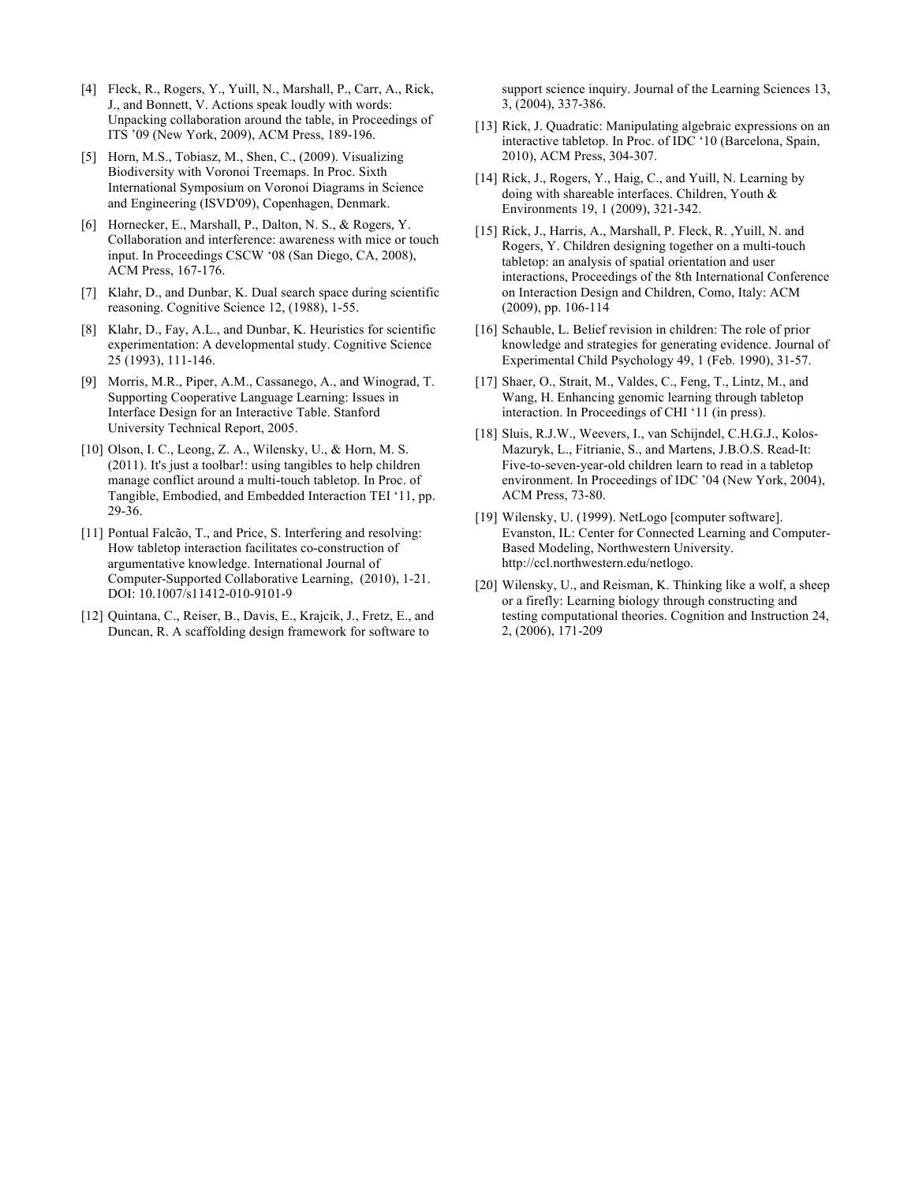[4] Fleck, R., Rogers, Y., Yuill, N., Marshall, P., Carr, A., Rick, J., and Bonnett, V. Actions speak loudly with words: Unpacking collaboration around the table, in Proceedings of ITS '09 (New York, 2009), ACM Press, 189-196.

[5] Horn, M.S., Tobiasz, M., Shen, C., (2009). Visualizing Biodiversity with Voronoi Treemaps. In Proc. Sixth International Symposium on Voronoi Diagrams in Science and Engineering (ISVD'09), Copenhagen, Denmark.

[6] Hornecker, E., Marshall, P., Dalton, N. S., & Rogers, Y. Collaboration and interference: awareness with mice or touch input. In Proceedings CSCW '08 (San Diego, CA, 2008), ACM Press, 167-176.

[7] Klahr, D., and Dunbar, K. Dual search space during scientific reasoning. Cognitive Science 12, (1988), 1-55.

[8] Klahr, D., Fay, A.L., and Dunbar, K. Heuristics for scientific experimentation: A developmental study. Cognitive Science 25 (1993), 111-146.

[9] Morris, M.R., Piper, A.M., Cassanego, A., and Winograd, T. Supporting Cooperative Language Learning: Issues in Interface Design for an Interactive Table. Stanford University Technical Report, 2005.

[10] Olson, I. C., Leong, Z. A., Wilensky, U., & Horn, M. S. (2011). It's just a toolbar!: using tangibles to help children manage conflict around a multi-touch tabletop. In Proc. of Tangible, Embodied, and Embedded Interaction TEI '11, pp. 29-36.

[11] Pontual Falcão, T., and Price, S. Interfering and resolving: How tabletop interaction facilitates co-construction of argumentative knowledge. International Journal of Computer-Supported Collaborative Learning, (2010), 1-21. DOI: 10.1007/s11412-010-9101-9

[12] Quintana, C., Reiser, B., Davis, E., Krajcik, J., Fretz, E., and Duncan, R. A scaffolding design framework for software to support science inquiry. Journal of the Learning Sciences 13, 3, (2004), 337-386.

[13] Rick, J. Quadratic: Manipulating algebraic expressions on an interactive tabletop. In Proc. of IDC '10 (Barcelona, Spain, 2010), ACM Press, 304-307.

[14] Rick, J., Rogers, Y., Haig, C., and Yuill, N. Learning by doing with shareable interfaces. Children, Youth & Environments 19, 1 (2009), 321-342.

[15] Rick, J., Harris, A., Marshall, P. Fleck, R. ,Yuill, N. and Rogers, Y. Children designing together on a multi-touch tabletop: an analysis of spatial orientation and user interactions, Proceedings of the 8th International Conference on Interaction Design and Children, Como, Italy: ACM (2009), pp. 106-114

[16] Schauble, L. Belief revision in children: The role of prior knowledge and strategies for generating evidence. Journal of Experimental Child Psychology 49, 1 (Feb. 1990), 31-57.

[17] Shaer, O., Strait, M., Valdes, C., Feng, T., Lintz, M., and Wang, H. Enhancing genomic learning through tabletop interaction. In Proceedings of CHI '11 (in press).

[18] Sluis, R.J.W., Weevers, I., van Schijndel, C.H.G.J., Kolos-Mazuryk, L., Fitrianie, S., and Martens, J.B.O.S. Read-It: Five-to-seven-year-old children learn to read in a tabletop environment. In Proceedings of IDC '04 (New York, 2004), ACM Press, 73-80.

[19] Wilensky, U. (1999). NetLogo [computer software]. Evanston, IL: Center for Connected Learning and Computer-Based Modeling, Northwestern University. http://ccl.northwestern.edu/netlogo.

[20] Wilensky, U., and Reisman, K. Thinking like a wolf, a sheep or a firefly: Learning biology through constructing and testing computational theories. Cognition and Instruction 24, 2, (2006), 171-209